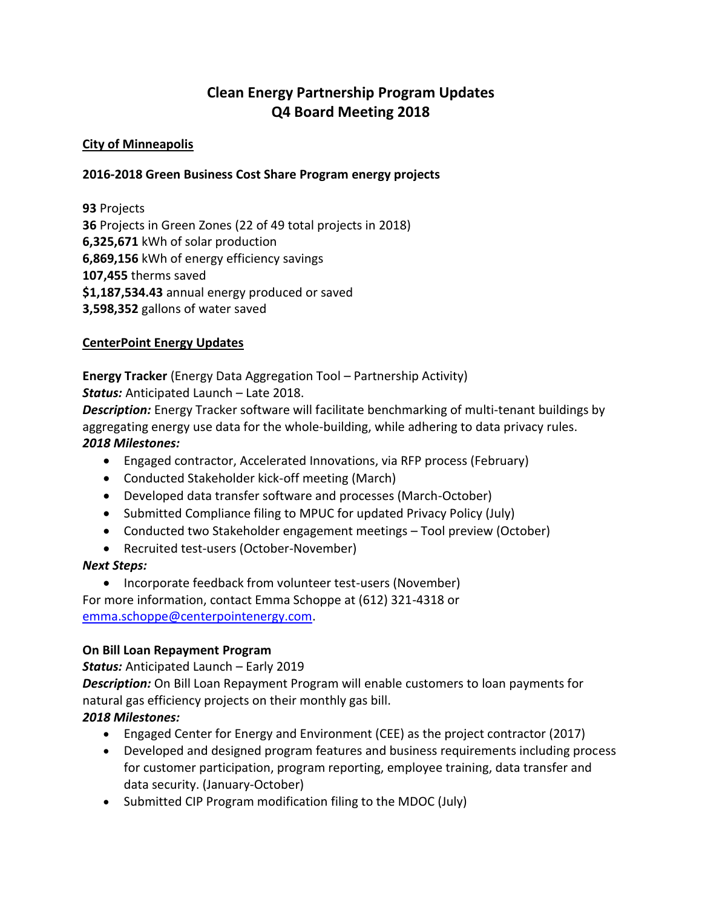# Clean Energy Partnership Program Updates
# Q4 Board Meeting 2018

## City of Minneapolis

### 2016-2018 Green Business Cost Share Program energy projects

**93** Projects
**36** Projects in Green Zones (22 of 49 total projects in 2018)
**6,325,671** kWh of solar production
**6,869,156** kWh of energy efficiency savings
**107,455** therms saved
**$1,187,534.43** annual energy produced or saved
**3,598,352** gallons of water saved

## CenterPoint Energy Updates

**Energy Tracker** (Energy Data Aggregation Tool – Partnership Activity)
***Status:*** Anticipated Launch – Late 2018.
***Description:*** Energy Tracker software will facilitate benchmarking of multi-tenant buildings by aggregating energy use data for the whole-building, while adhering to data privacy rules.
***2018 Milestones:***

- Engaged contractor, Accelerated Innovations, via RFP process (February)
- Conducted Stakeholder kick-off meeting (March)
- Developed data transfer software and processes (March-October)
- Submitted Compliance filing to MPUC for updated Privacy Policy (July)
- Conducted two Stakeholder engagement meetings – Tool preview (October)
- Recruited test-users (October-November)

***Next Steps:***

- Incorporate feedback from volunteer test-users (November)

For more information, contact Emma Schoppe at (612) 321-4318 or emma.schoppe@centerpointenergy.com.

**On Bill Loan Repayment Program**
***Status:*** Anticipated Launch – Early 2019
***Description:*** On Bill Loan Repayment Program will enable customers to loan payments for natural gas efficiency projects on their monthly gas bill.
***2018 Milestones:***

- Engaged Center for Energy and Environment (CEE) as the project contractor (2017)
- Developed and designed program features and business requirements including process for customer participation, program reporting, employee training, data transfer and data security. (January-October)
- Submitted CIP Program modification filing to the MDOC (July)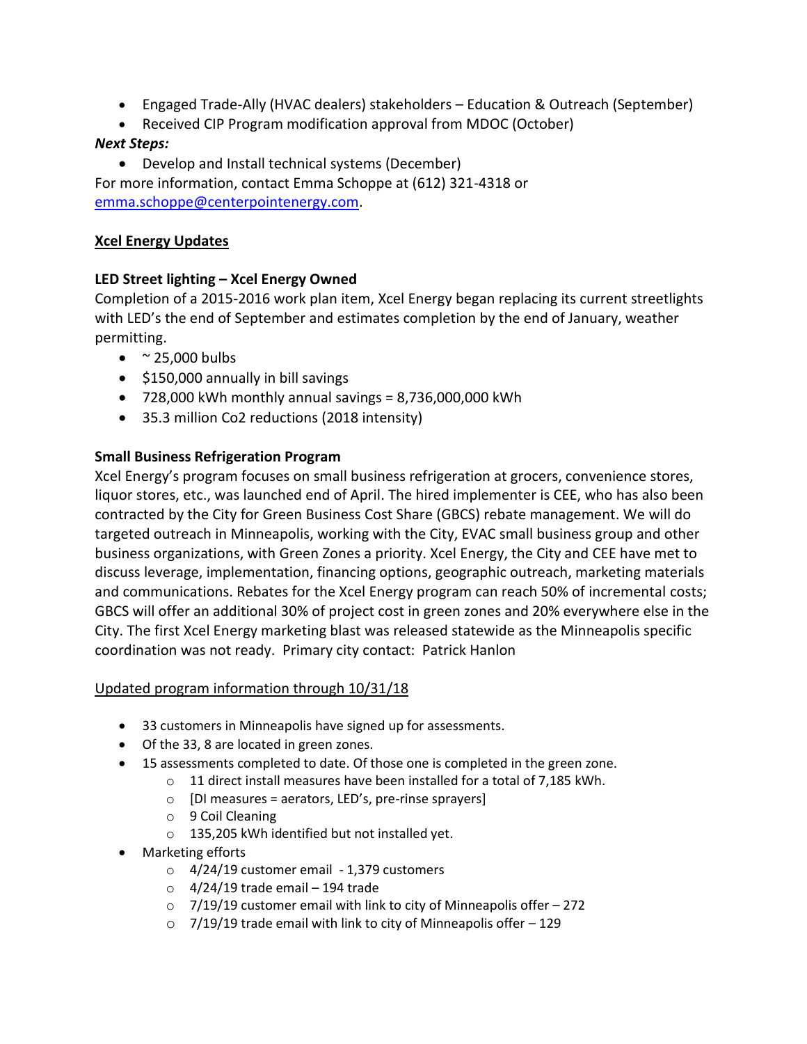- Engaged Trade-Ally (HVAC dealers) stakeholders – Education & Outreach (September)
- Received CIP Program modification approval from MDOC (October)

***Next Steps:***

- Develop and Install technical systems (December)

For more information, contact Emma Schoppe at (612) 321-4318 or emma.schoppe@centerpointenergy.com.

**Xcel Energy Updates**

**LED Street lighting – Xcel Energy Owned**

Completion of a 2015-2016 work plan item, Xcel Energy began replacing its current streetlights with LED's the end of September and estimates completion by the end of January, weather permitting.

- ~ 25,000 bulbs
- $150,000 annually in bill savings
- 728,000 kWh monthly annual savings = 8,736,000,000 kWh
- 35.3 million Co2 reductions (2018 intensity)

**Small Business Refrigeration Program**

Xcel Energy's program focuses on small business refrigeration at grocers, convenience stores, liquor stores, etc., was launched end of April. The hired implementer is CEE, who has also been contracted by the City for Green Business Cost Share (GBCS) rebate management. We will do targeted outreach in Minneapolis, working with the City, EVAC small business group and other business organizations, with Green Zones a priority. Xcel Energy, the City and CEE have met to discuss leverage, implementation, financing options, geographic outreach, marketing materials and communications. Rebates for the Xcel Energy program can reach 50% of incremental costs; GBCS will offer an additional 30% of project cost in green zones and 20% everywhere else in the City. The first Xcel Energy marketing blast was released statewide as the Minneapolis specific coordination was not ready. Primary city contact: Patrick Hanlon

Updated program information through 10/31/18

- 33 customers in Minneapolis have signed up for assessments.
- Of the 33, 8 are located in green zones.
- 15 assessments completed to date. Of those one is completed in the green zone.
  - 11 direct install measures have been installed for a total of 7,185 kWh.
  - [DI measures = aerators, LED's, pre-rinse sprayers]
  - 9 Coil Cleaning
  - 135,205 kWh identified but not installed yet.
- Marketing efforts
  - 4/24/19 customer email - 1,379 customers
  - 4/24/19 trade email – 194 trade
  - 7/19/19 customer email with link to city of Minneapolis offer – 272
  - 7/19/19 trade email with link to city of Minneapolis offer – 129